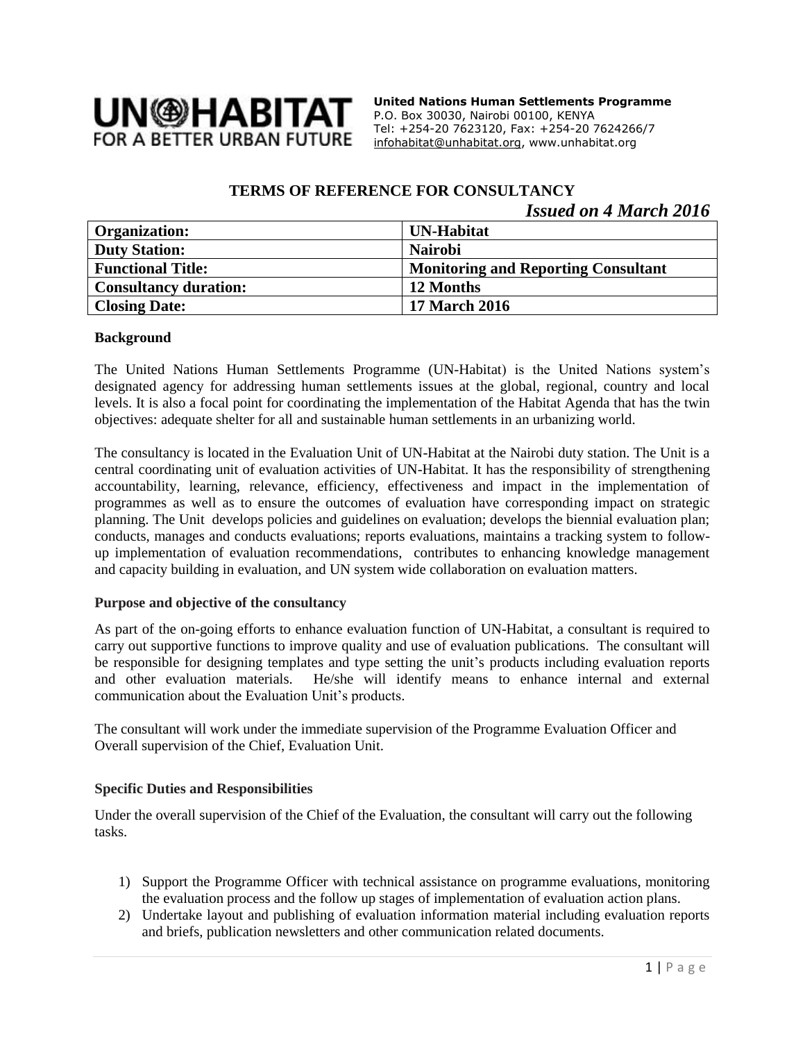**UN-HABITAT**
FOR A BETTER URBAN FUTURE

**United Nations Human Settlements Programme**
P.O. Box 30030, Nairobi 00100, KENYA
Tel: +254-20 7623120, Fax: +254-20 7624266/7
infohabitat@unhabitat.org, www.unhabitat.org

## TERMS OF REFERENCE FOR CONSULTANCY

***Issued on 4 March 2016***

| **Organization:** | **UN-Habitat** |
|---|---|
| **Duty Station:** | **Nairobi** |
| **Functional Title:** | **Monitoring and Reporting Consultant** |
| **Consultancy duration:** | **12 Months** |
| **Closing Date:** | **17 March 2016** |

### Background

The United Nations Human Settlements Programme (UN-Habitat) is the United Nations system's designated agency for addressing human settlements issues at the global, regional, country and local levels. It is also a focal point for coordinating the implementation of the Habitat Agenda that has the twin objectives: adequate shelter for all and sustainable human settlements in an urbanizing world.

The consultancy is located in the Evaluation Unit of UN-Habitat at the Nairobi duty station. The Unit is a central coordinating unit of evaluation activities of UN-Habitat. It has the responsibility of strengthening accountability, learning, relevance, efficiency, effectiveness and impact in the implementation of programmes as well as to ensure the outcomes of evaluation have corresponding impact on strategic planning. The Unit develops policies and guidelines on evaluation; develops the biennial evaluation plan; conducts, manages and conducts evaluations; reports evaluations, maintains a tracking system to follow-up implementation of evaluation recommendations, contributes to enhancing knowledge management and capacity building in evaluation, and UN system wide collaboration on evaluation matters.

### Purpose and objective of the consultancy

As part of the on-going efforts to enhance evaluation function of UN-Habitat, a consultant is required to carry out supportive functions to improve quality and use of evaluation publications. The consultant will be responsible for designing templates and type setting the unit's products including evaluation reports and other evaluation materials. He/she will identify means to enhance internal and external communication about the Evaluation Unit's products.

The consultant will work under the immediate supervision of the Programme Evaluation Officer and Overall supervision of the Chief, Evaluation Unit.

### Specific Duties and Responsibilities

Under the overall supervision of the Chief of the Evaluation, the consultant will carry out the following tasks.

1) Support the Programme Officer with technical assistance on programme evaluations, monitoring the evaluation process and the follow up stages of implementation of evaluation action plans.
2) Undertake layout and publishing of evaluation information material including evaluation reports and briefs, publication newsletters and other communication related documents.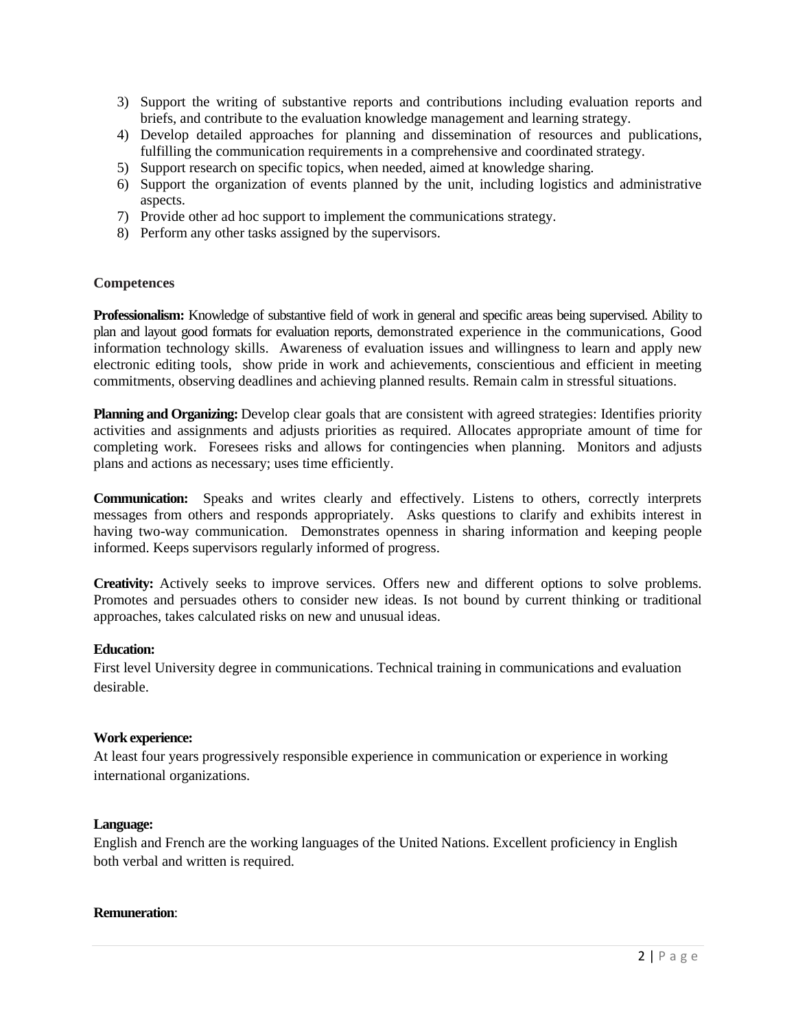3) Support the writing of substantive reports and contributions including evaluation reports and briefs, and contribute to the evaluation knowledge management and learning strategy.
4) Develop detailed approaches for planning and dissemination of resources and publications, fulfilling the communication requirements in a comprehensive and coordinated strategy.
5) Support research on specific topics, when needed, aimed at knowledge sharing.
6) Support the organization of events planned by the unit, including logistics and administrative aspects.
7) Provide other ad hoc support to implement the communications strategy.
8) Perform any other tasks assigned by the supervisors.

**Competences**

**Professionalism:** Knowledge of substantive field of work in general and specific areas being supervised. Ability to plan and layout good formats for evaluation reports, demonstrated experience in the communications, Good information technology skills. Awareness of evaluation issues and willingness to learn and apply new electronic editing tools, show pride in work and achievements, conscientious and efficient in meeting commitments, observing deadlines and achieving planned results. Remain calm in stressful situations.

**Planning and Organizing:** Develop clear goals that are consistent with agreed strategies: Identifies priority activities and assignments and adjusts priorities as required. Allocates appropriate amount of time for completing work. Foresees risks and allows for contingencies when planning. Monitors and adjusts plans and actions as necessary; uses time efficiently.

**Communication:** Speaks and writes clearly and effectively. Listens to others, correctly interprets messages from others and responds appropriately. Asks questions to clarify and exhibits interest in having two-way communication. Demonstrates openness in sharing information and keeping people informed. Keeps supervisors regularly informed of progress.

**Creativity:** Actively seeks to improve services. Offers new and different options to solve problems. Promotes and persuades others to consider new ideas. Is not bound by current thinking or traditional approaches, takes calculated risks on new and unusual ideas.

**Education:**

First level University degree in communications. Technical training in communications and evaluation desirable.

**Work experience:**

At least four years progressively responsible experience in communication or experience in working international organizations.

**Language:**

English and French are the working languages of the United Nations. Excellent proficiency in English both verbal and written is required.

**Remuneration**: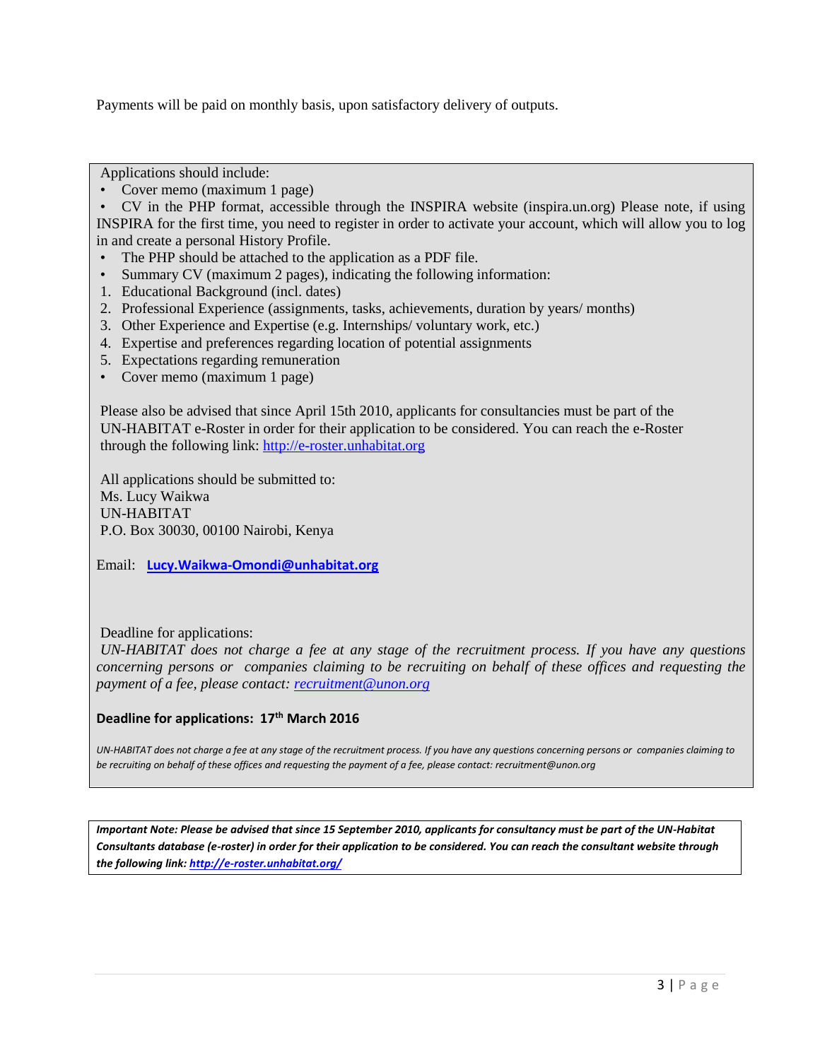Payments will be paid on monthly basis, upon satisfactory delivery of outputs.

Applications should include:

- Cover memo (maximum 1 page)
- CV in the PHP format, accessible through the INSPIRA website (inspira.un.org) Please note, if using INSPIRA for the first time, you need to register in order to activate your account, which will allow you to log in and create a personal History Profile.
- The PHP should be attached to the application as a PDF file.
- Summary CV (maximum 2 pages), indicating the following information:

1. Educational Background (incl. dates)
2. Professional Experience (assignments, tasks, achievements, duration by years/ months)
3. Other Experience and Expertise (e.g. Internships/ voluntary work, etc.)
4. Expertise and preferences regarding location of potential assignments
5. Expectations regarding remuneration

- Cover memo (maximum 1 page)

Please also be advised that since April 15th 2010, applicants for consultancies must be part of the UN-HABITAT e-Roster in order for their application to be considered. You can reach the e-Roster through the following link: http://e-roster.unhabitat.org

All applications should be submitted to:
Ms. Lucy Waikwa
UN-HABITAT
P.O. Box 30030, 00100 Nairobi, Kenya

Email: **Lucy.Waikwa-Omondi@unhabitat.org**

Deadline for applications:
*UN-HABITAT does not charge a fee at any stage of the recruitment process. If you have any questions concerning persons or companies claiming to be recruiting on behalf of these offices and requesting the payment of a fee, please contact: recruitment@unon.org*

**Deadline for applications: 17th March 2016**

*UN-HABITAT does not charge a fee at any stage of the recruitment process. If you have any questions concerning persons or companies claiming to be recruiting on behalf of these offices and requesting the payment of a fee, please contact: recruitment@unon.org*

***Important Note: Please be advised that since 15 September 2010, applicants for consultancy must be part of the UN-Habitat Consultants database (e-roster) in order for their application to be considered. You can reach the consultant website through the following link: http://e-roster.unhabitat.org/***